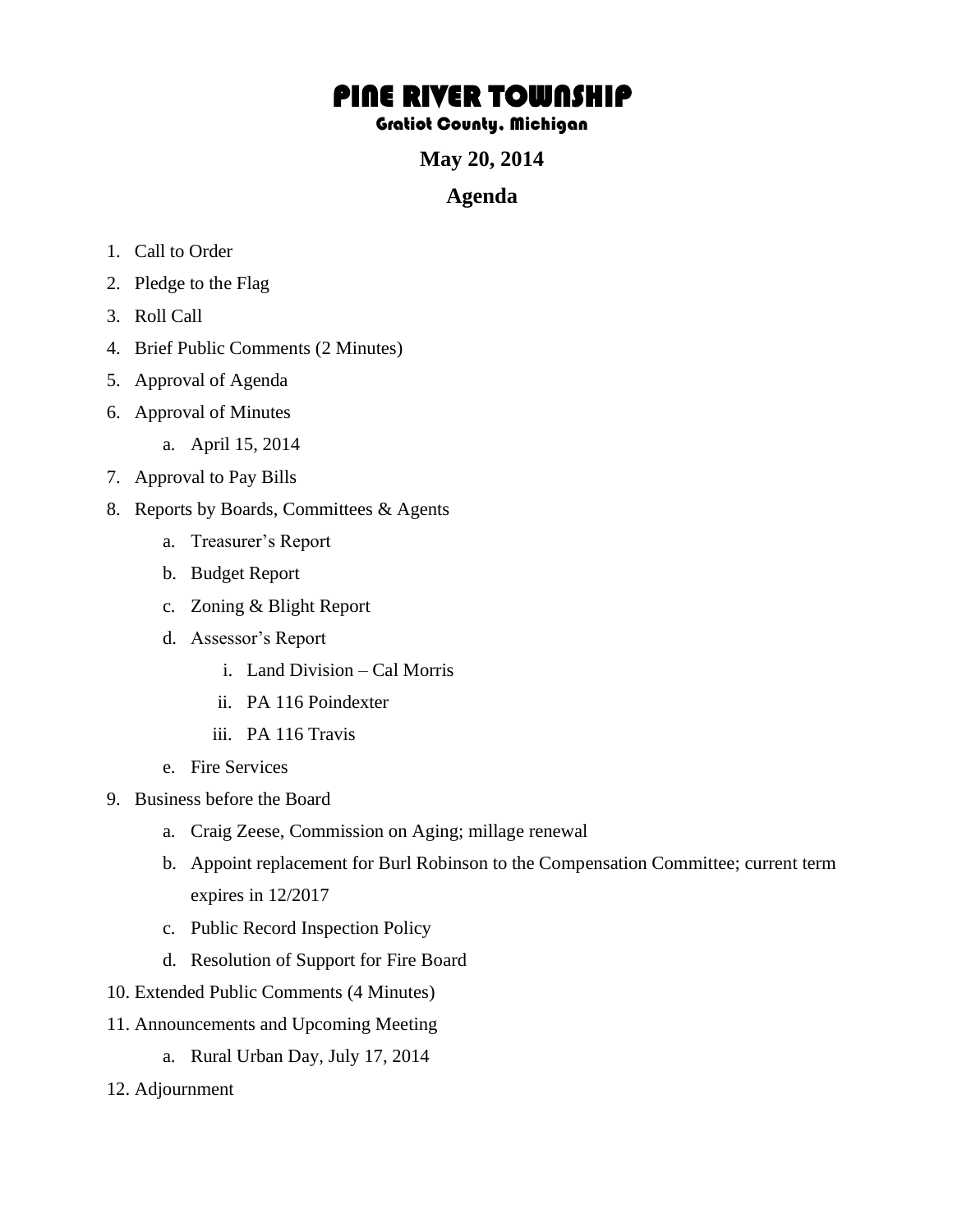# PINE RIVER TOWNSHIP

### Gratiot County, Michigan

## May 20, 2014

## Agenda

1. Call to Order
2. Pledge to the Flag
3. Roll Call
4. Brief Public Comments (2 Minutes)
5. Approval of Agenda
6. Approval of Minutes
    a. April 15, 2014
7. Approval to Pay Bills
8. Reports by Boards, Committees & Agents
    a. Treasurer's Report
    b. Budget Report
    c. Zoning & Blight Report
    d. Assessor's Report
        i. Land Division – Cal Morris
        ii. PA 116 Poindexter
        iii. PA 116 Travis
    e. Fire Services
9. Business before the Board
    a. Craig Zeese, Commission on Aging; millage renewal
    b. Appoint replacement for Burl Robinson to the Compensation Committee; current term expires in 12/2017
    c. Public Record Inspection Policy
    d. Resolution of Support for Fire Board
10. Extended Public Comments (4 Minutes)
11. Announcements and Upcoming Meeting
    a. Rural Urban Day, July 17, 2014
12. Adjournment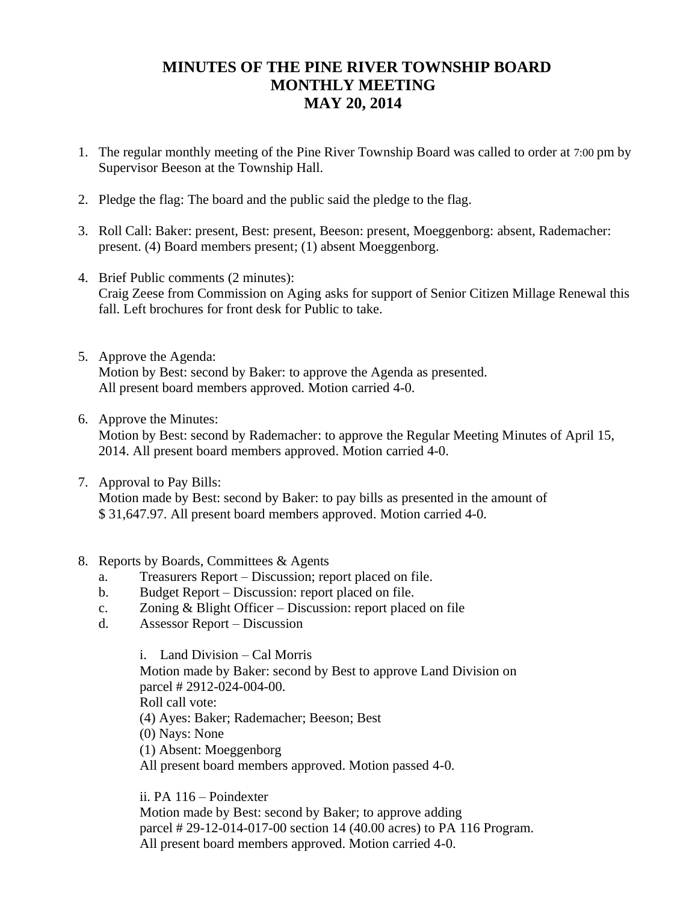# MINUTES OF THE PINE RIVER TOWNSHIP BOARD
# MONTHLY MEETING
# MAY 20, 2014

1. The regular monthly meeting of the Pine River Township Board was called to order at 7:00 pm by Supervisor Beeson at the Township Hall.

2. Pledge the flag: The board and the public said the pledge to the flag.

3. Roll Call: Baker: present, Best: present, Beeson: present, Moeggenborg: absent, Rademacher: present. (4) Board members present; (1) absent Moeggenborg.

4. Brief Public comments (2 minutes):
   Craig Zeese from Commission on Aging asks for support of Senior Citizen Millage Renewal this fall. Left brochures for front desk for Public to take.

5. Approve the Agenda:
   Motion by Best: second by Baker: to approve the Agenda as presented.
   All present board members approved. Motion carried 4-0.

6. Approve the Minutes:
   Motion by Best: second by Rademacher: to approve the Regular Meeting Minutes of April 15, 2014. All present board members approved. Motion carried 4-0.

7. Approval to Pay Bills:
   Motion made by Best: second by Baker: to pay bills as presented in the amount of $ 31,647.97. All present board members approved. Motion carried 4-0.

8. Reports by Boards, Committees & Agents
   a. Treasurers Report – Discussion; report placed on file.
   b. Budget Report – Discussion: report placed on file.
   c. Zoning & Blight Officer – Discussion: report placed on file
   d. Assessor Report – Discussion

      i. Land Division – Cal Morris
      Motion made by Baker: second by Best to approve Land Division on parcel # 2912-024-004-00.
      Roll call vote:
      (4) Ayes: Baker; Rademacher; Beeson; Best
      (0) Nays: None
      (1) Absent: Moeggenborg
      All present board members approved. Motion passed 4-0.

      ii. PA 116 – Poindexter
      Motion made by Best: second by Baker; to approve adding parcel # 29-12-014-017-00 section 14 (40.00 acres) to PA 116 Program.
      All present board members approved. Motion carried 4-0.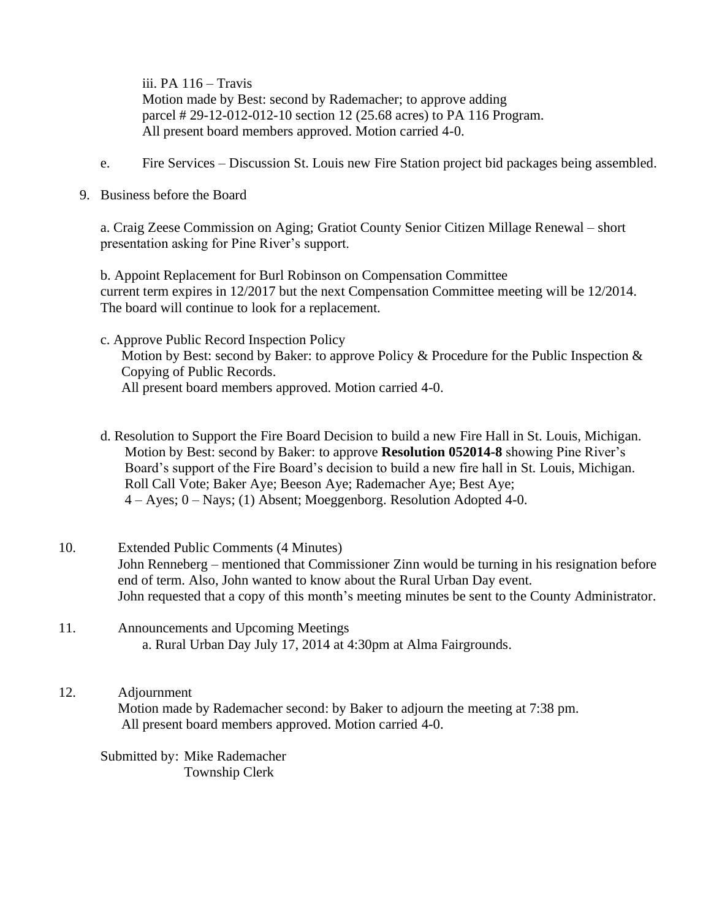iii. PA 116 – Travis
Motion made by Best: second by Rademacher; to approve adding parcel # 29-12-012-012-10 section 12 (25.68 acres) to PA 116 Program.
All present board members approved. Motion carried 4-0.

e. Fire Services – Discussion St. Louis new Fire Station project bid packages being assembled.

9. Business before the Board

a. Craig Zeese Commission on Aging; Gratiot County Senior Citizen Millage Renewal – short presentation asking for Pine River's support.

b. Appoint Replacement for Burl Robinson on Compensation Committee
current term expires in 12/2017 but the next Compensation Committee meeting will be 12/2014. The board will continue to look for a replacement.

c. Approve Public Record Inspection Policy
Motion by Best: second by Baker: to approve Policy & Procedure for the Public Inspection & Copying of Public Records.
All present board members approved. Motion carried 4-0.

d. Resolution to Support the Fire Board Decision to build a new Fire Hall in St. Louis, Michigan.
Motion by Best: second by Baker: to approve **Resolution 052014-8** showing Pine River's Board's support of the Fire Board's decision to build a new fire hall in St. Louis, Michigan.
Roll Call Vote; Baker Aye; Beeson Aye; Rademacher Aye; Best Aye;
4 – Ayes; 0 – Nays; (1) Absent; Moeggenborg. Resolution Adopted 4-0.

10. Extended Public Comments (4 Minutes)
John Renneberg – mentioned that Commissioner Zinn would be turning in his resignation before end of term. Also, John wanted to know about the Rural Urban Day event.
John requested that a copy of this month's meeting minutes be sent to the County Administrator.

11. Announcements and Upcoming Meetings
a. Rural Urban Day July 17, 2014 at 4:30pm at Alma Fairgrounds.

12. Adjournment
Motion made by Rademacher second: by Baker to adjourn the meeting at 7:38 pm.
All present board members approved. Motion carried 4-0.

Submitted by: Mike Rademacher
Township Clerk